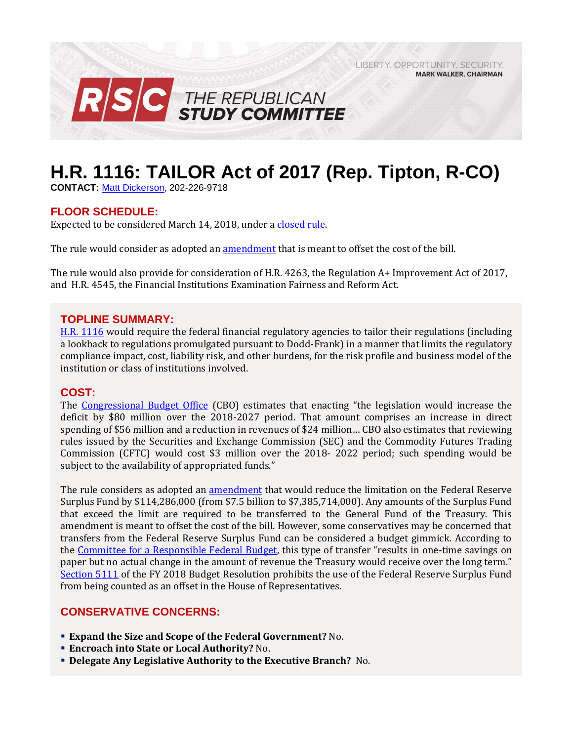LIBERTY. OPPORTUNITY. SECURITY.
MARK WALKER, CHAIRMAN

RSC THE REPUBLICAN STUDY COMMITTEE

# H.R. 1116: TAILOR Act of 2017 (Rep. Tipton, R-CO)

**CONTACT:** Matt Dickerson, 202-226-9718

## FLOOR SCHEDULE:

Expected to be considered March 14, 2018, under a closed rule.

The rule would consider as adopted an amendment that is meant to offset the cost of the bill.

The rule would also provide for consideration of H.R. 4263, the Regulation A+ Improvement Act of 2017, and H.R. 4545, the Financial Institutions Examination Fairness and Reform Act.

## TOPLINE SUMMARY:

H.R. 1116 would require the federal financial regulatory agencies to tailor their regulations (including a lookback to regulations promulgated pursuant to Dodd-Frank) in a manner that limits the regulatory compliance impact, cost, liability risk, and other burdens, for the risk profile and business model of the institution or class of institutions involved.

## COST:

The Congressional Budget Office (CBO) estimates that enacting "the legislation would increase the deficit by $80 million over the 2018-2027 period. That amount comprises an increase in direct spending of $56 million and a reduction in revenues of $24 million… CBO also estimates that reviewing rules issued by the Securities and Exchange Commission (SEC) and the Commodity Futures Trading Commission (CFTC) would cost $3 million over the 2018- 2022 period; such spending would be subject to the availability of appropriated funds."

The rule considers as adopted an amendment that would reduce the limitation on the Federal Reserve Surplus Fund by $114,286,000 (from $7.5 billion to $7,385,714,000). Any amounts of the Surplus Fund that exceed the limit are required to be transferred to the General Fund of the Treasury. This amendment is meant to offset the cost of the bill. However, some conservatives may be concerned that transfers from the Federal Reserve Surplus Fund can be considered a budget gimmick. According to the Committee for a Responsible Federal Budget, this type of transfer "results in one-time savings on paper but no actual change in the amount of revenue the Treasury would receive over the long term." Section 5111 of the FY 2018 Budget Resolution prohibits the use of the Federal Reserve Surplus Fund from being counted as an offset in the House of Representatives.

## CONSERVATIVE CONCERNS:

- **Expand the Size and Scope of the Federal Government?** No.
- **Encroach into State or Local Authority?** No.
- **Delegate Any Legislative Authority to the Executive Branch?** No.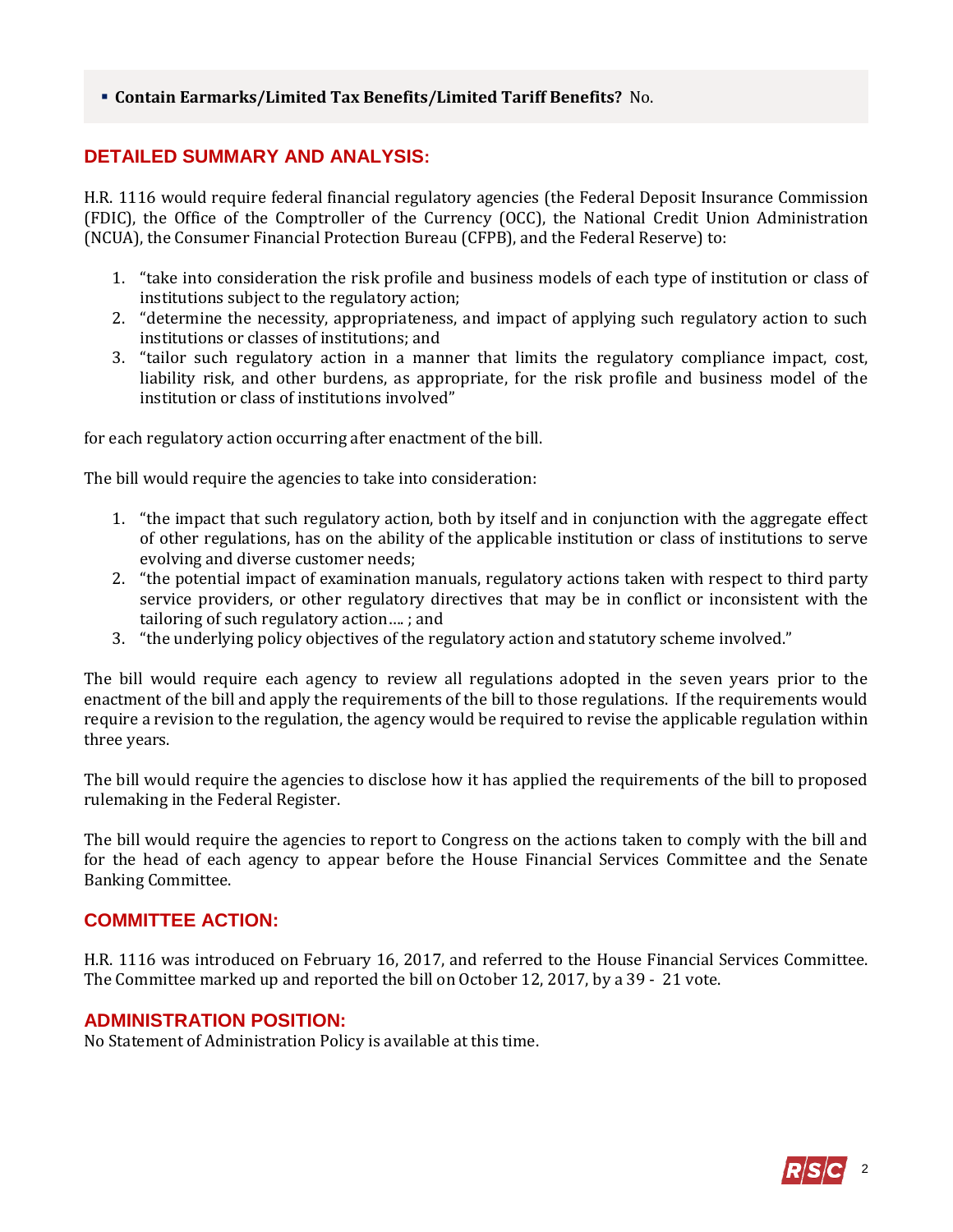- **Contain Earmarks/Limited Tax Benefits/Limited Tariff Benefits?** No.

## DETAILED SUMMARY AND ANALYSIS:

H.R. 1116 would require federal financial regulatory agencies (the Federal Deposit Insurance Commission (FDIC), the Office of the Comptroller of the Currency (OCC), the National Credit Union Administration (NCUA), the Consumer Financial Protection Bureau (CFPB), and the Federal Reserve) to:

1. "take into consideration the risk profile and business models of each type of institution or class of institutions subject to the regulatory action;
2. "determine the necessity, appropriateness, and impact of applying such regulatory action to such institutions or classes of institutions; and
3. "tailor such regulatory action in a manner that limits the regulatory compliance impact, cost, liability risk, and other burdens, as appropriate, for the risk profile and business model of the institution or class of institutions involved"

for each regulatory action occurring after enactment of the bill.

The bill would require the agencies to take into consideration:

1. "the impact that such regulatory action, both by itself and in conjunction with the aggregate effect of other regulations, has on the ability of the applicable institution or class of institutions to serve evolving and diverse customer needs;
2. "the potential impact of examination manuals, regulatory actions taken with respect to third party service providers, or other regulatory directives that may be in conflict or inconsistent with the tailoring of such regulatory action…. ; and
3. "the underlying policy objectives of the regulatory action and statutory scheme involved."

The bill would require each agency to review all regulations adopted in the seven years prior to the enactment of the bill and apply the requirements of the bill to those regulations. If the requirements would require a revision to the regulation, the agency would be required to revise the applicable regulation within three years.

The bill would require the agencies to disclose how it has applied the requirements of the bill to proposed rulemaking in the Federal Register.

The bill would require the agencies to report to Congress on the actions taken to comply with the bill and for the head of each agency to appear before the House Financial Services Committee and the Senate Banking Committee.

## COMMITTEE ACTION:

H.R. 1116 was introduced on February 16, 2017, and referred to the House Financial Services Committee. The Committee marked up and reported the bill on October 12, 2017, by a 39 - 21 vote.

## ADMINISTRATION POSITION:

No Statement of Administration Policy is available at this time.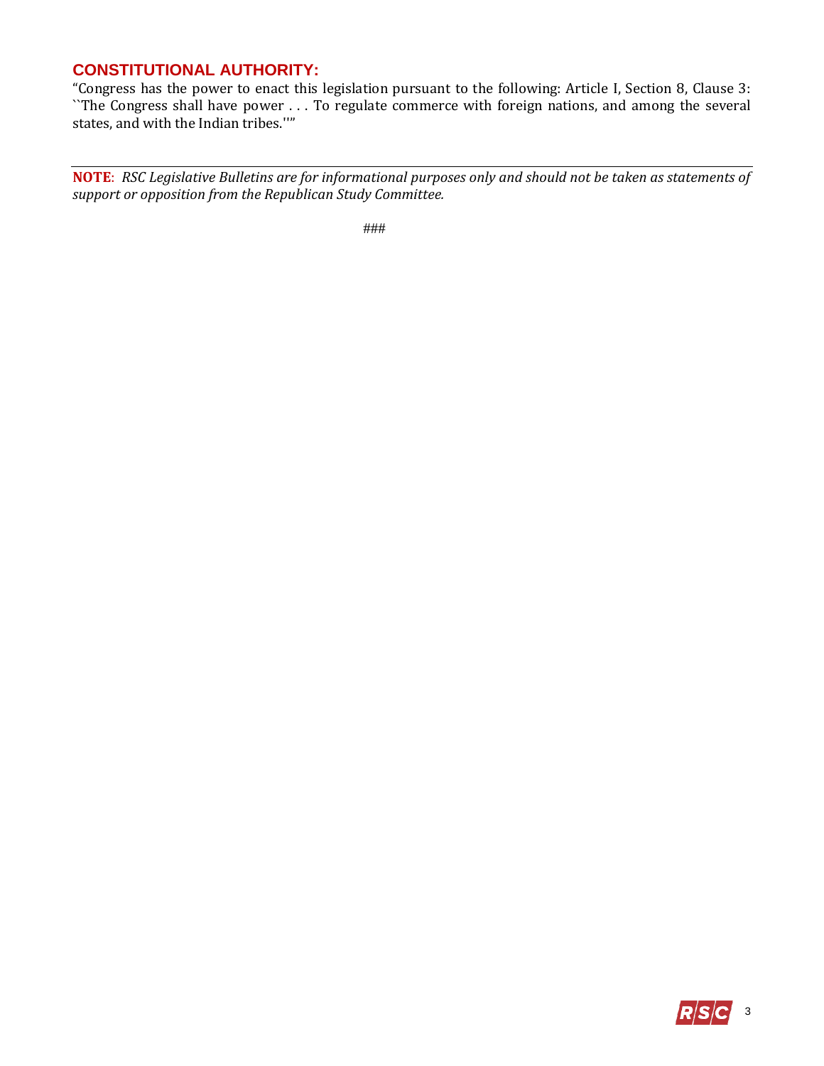## CONSTITUTIONAL AUTHORITY:

"Congress has the power to enact this legislation pursuant to the following: Article I, Section 8, Clause 3: ``The Congress shall have power . . . To regulate commerce with foreign nations, and among the several states, and with the Indian tribes.''"

---

**NOTE**: *RSC Legislative Bulletins are for informational purposes only and should not be taken as statements of support or opposition from the Republican Study Committee.*

###